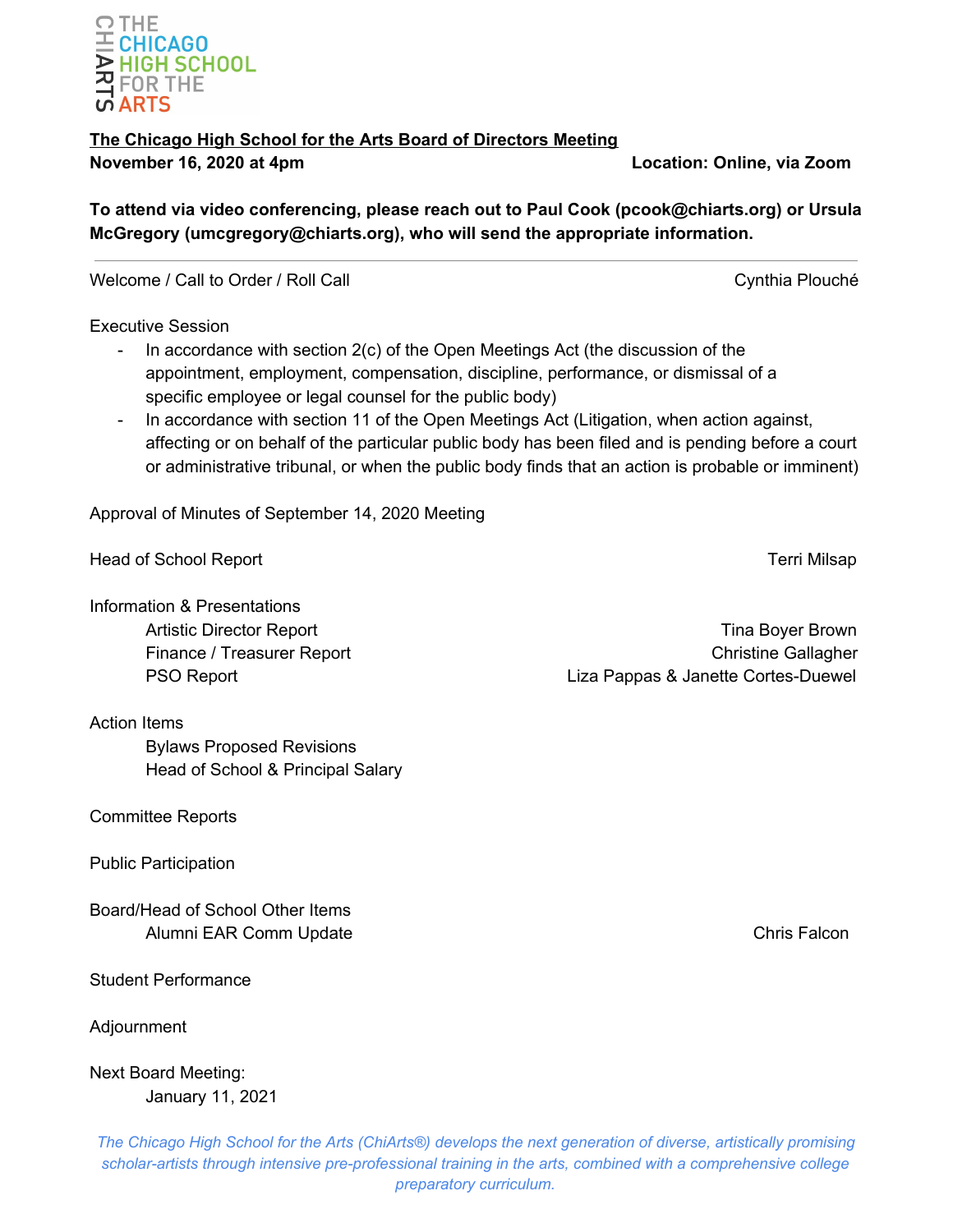**THE CHICAGO HIGH SCHOOL FOR THE ARTS**

# The Chicago High School for the Arts Board of Directors Meeting

**November 16, 2020 at 4pm** **Location: Online, via Zoom**

**To attend via video conferencing, please reach out to Paul Cook (pcook@chiarts.org) or Ursula McGregory (umcgregory@chiarts.org), who will send the appropriate information.**

---

Welcome / Call to Order / Roll Call — Cynthia Plouché

Executive Session

- In accordance with section 2(c) of the Open Meetings Act (the discussion of the appointment, employment, compensation, discipline, performance, or dismissal of a specific employee or legal counsel for the public body)
- In accordance with section 11 of the Open Meetings Act (Litigation, when action against, affecting or on behalf of the particular public body has been filed and is pending before a court or administrative tribunal, or when the public body finds that an action is probable or imminent)

Approval of Minutes of September 14, 2020 Meeting

Head of School Report — Terri Milsap

Information & Presentations

- Artistic Director Report — Tina Boyer Brown
- Finance / Treasurer Report — Christine Gallagher
- PSO Report — Liza Pappas & Janette Cortes-Duewel

Action Items

- Bylaws Proposed Revisions
- Head of School & Principal Salary

Committee Reports

Public Participation

Board/Head of School Other Items

- Alumni EAR Comm Update — Chris Falcon

Student Performance

Adjournment

Next Board Meeting:

- January 11, 2021

*The Chicago High School for the Arts (ChiArts®) develops the next generation of diverse, artistically promising scholar-artists through intensive pre-professional training in the arts, combined with a comprehensive college preparatory curriculum.*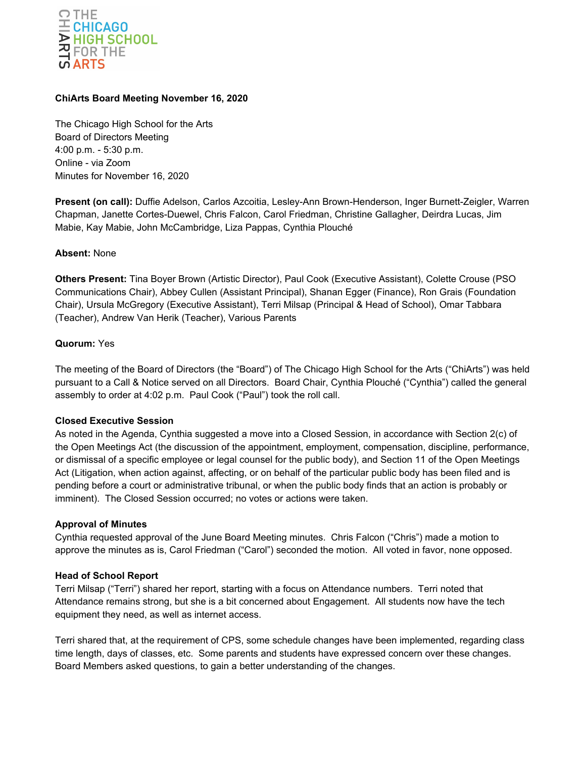**ChiArts Board Meeting November 16, 2020**

The Chicago High School for the Arts
Board of Directors Meeting
4:00 p.m. - 5:30 p.m.
Online - via Zoom
Minutes for November 16, 2020

**Present (on call):** Duffie Adelson, Carlos Azcoitia, Lesley-Ann Brown-Henderson, Inger Burnett-Zeigler, Warren Chapman, Janette Cortes-Duewel, Chris Falcon, Carol Friedman, Christine Gallagher, Deirdra Lucas, Jim Mabie, Kay Mabie, John McCambridge, Liza Pappas, Cynthia Plouché

**Absent:** None

**Others Present:** Tina Boyer Brown (Artistic Director), Paul Cook (Executive Assistant), Colette Crouse (PSO Communications Chair), Abbey Cullen (Assistant Principal), Shanan Egger (Finance), Ron Grais (Foundation Chair), Ursula McGregory (Executive Assistant), Terri Milsap (Principal & Head of School), Omar Tabbara (Teacher), Andrew Van Herik (Teacher), Various Parents

**Quorum:** Yes

The meeting of the Board of Directors (the "Board") of The Chicago High School for the Arts ("ChiArts") was held pursuant to a Call & Notice served on all Directors. Board Chair, Cynthia Plouché ("Cynthia") called the general assembly to order at 4:02 p.m. Paul Cook ("Paul") took the roll call.

**Closed Executive Session**

As noted in the Agenda, Cynthia suggested a move into a Closed Session, in accordance with Section 2(c) of the Open Meetings Act (the discussion of the appointment, employment, compensation, discipline, performance, or dismissal of a specific employee or legal counsel for the public body), and Section 11 of the Open Meetings Act (Litigation, when action against, affecting, or on behalf of the particular public body has been filed and is pending before a court or administrative tribunal, or when the public body finds that an action is probably or imminent). The Closed Session occurred; no votes or actions were taken.

**Approval of Minutes**

Cynthia requested approval of the June Board Meeting minutes. Chris Falcon ("Chris") made a motion to approve the minutes as is, Carol Friedman ("Carol") seconded the motion. All voted in favor, none opposed.

**Head of School Report**

Terri Milsap ("Terri") shared her report, starting with a focus on Attendance numbers. Terri noted that Attendance remains strong, but she is a bit concerned about Engagement. All students now have the tech equipment they need, as well as internet access.

Terri shared that, at the requirement of CPS, some schedule changes have been implemented, regarding class time length, days of classes, etc. Some parents and students have expressed concern over these changes. Board Members asked questions, to gain a better understanding of the changes.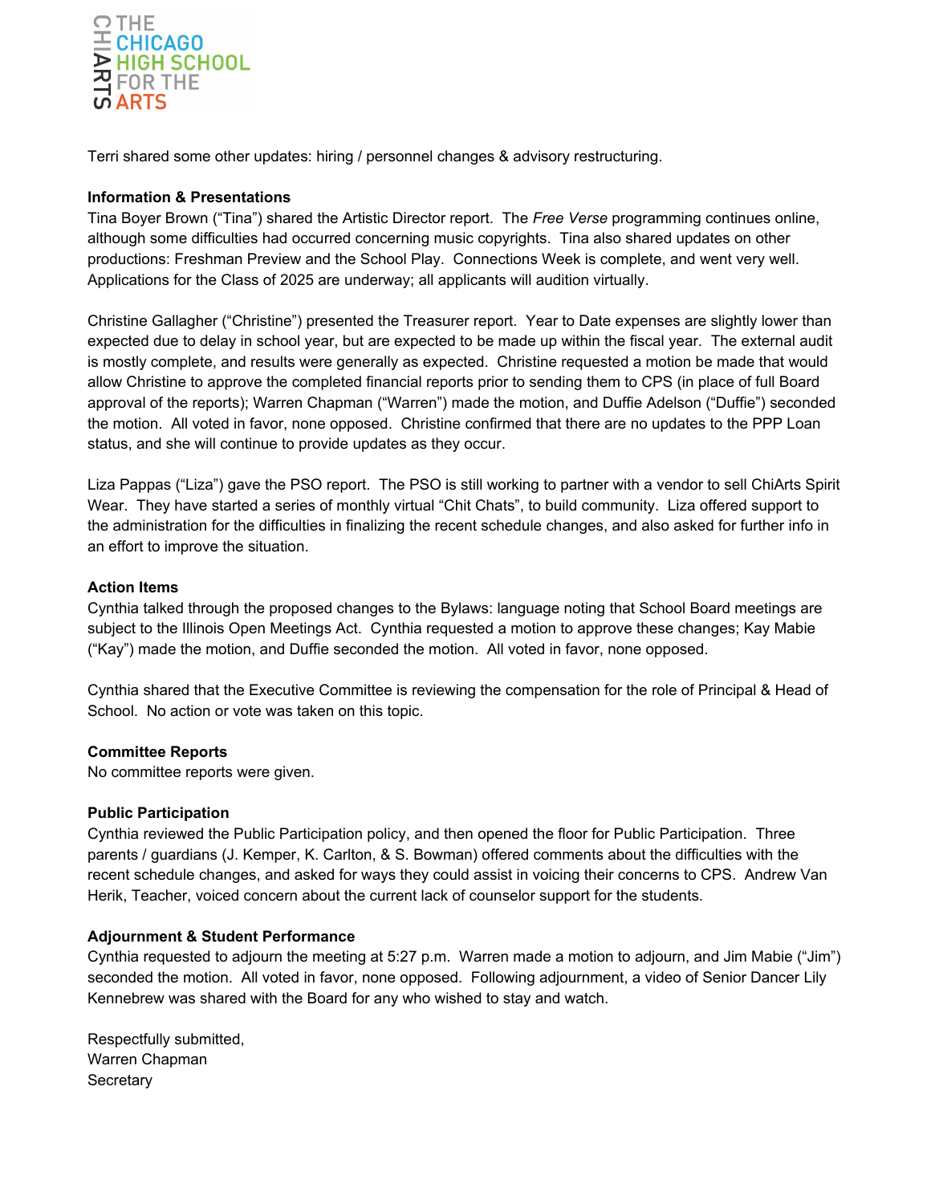Terri shared some other updates: hiring / personnel changes & advisory restructuring.

**Information & Presentations**

Tina Boyer Brown ("Tina") shared the Artistic Director report. The *Free Verse* programming continues online, although some difficulties had occurred concerning music copyrights. Tina also shared updates on other productions: Freshman Preview and the School Play. Connections Week is complete, and went very well. Applications for the Class of 2025 are underway; all applicants will audition virtually.

Christine Gallagher ("Christine") presented the Treasurer report. Year to Date expenses are slightly lower than expected due to delay in school year, but are expected to be made up within the fiscal year. The external audit is mostly complete, and results were generally as expected. Christine requested a motion be made that would allow Christine to approve the completed financial reports prior to sending them to CPS (in place of full Board approval of the reports); Warren Chapman ("Warren") made the motion, and Duffie Adelson ("Duffie") seconded the motion. All voted in favor, none opposed. Christine confirmed that there are no updates to the PPP Loan status, and she will continue to provide updates as they occur.

Liza Pappas ("Liza") gave the PSO report. The PSO is still working to partner with a vendor to sell ChiArts Spirit Wear. They have started a series of monthly virtual "Chit Chats", to build community. Liza offered support to the administration for the difficulties in finalizing the recent schedule changes, and also asked for further info in an effort to improve the situation.

**Action Items**

Cynthia talked through the proposed changes to the Bylaws: language noting that School Board meetings are subject to the Illinois Open Meetings Act. Cynthia requested a motion to approve these changes; Kay Mabie ("Kay") made the motion, and Duffie seconded the motion. All voted in favor, none opposed.

Cynthia shared that the Executive Committee is reviewing the compensation for the role of Principal & Head of School. No action or vote was taken on this topic.

**Committee Reports**

No committee reports were given.

**Public Participation**

Cynthia reviewed the Public Participation policy, and then opened the floor for Public Participation. Three parents / guardians (J. Kemper, K. Carlton, & S. Bowman) offered comments about the difficulties with the recent schedule changes, and asked for ways they could assist in voicing their concerns to CPS. Andrew Van Herik, Teacher, voiced concern about the current lack of counselor support for the students.

**Adjournment & Student Performance**

Cynthia requested to adjourn the meeting at 5:27 p.m. Warren made a motion to adjourn, and Jim Mabie ("Jim") seconded the motion. All voted in favor, none opposed. Following adjournment, a video of Senior Dancer Lily Kennebrew was shared with the Board for any who wished to stay and watch.

Respectfully submitted,
Warren Chapman
Secretary